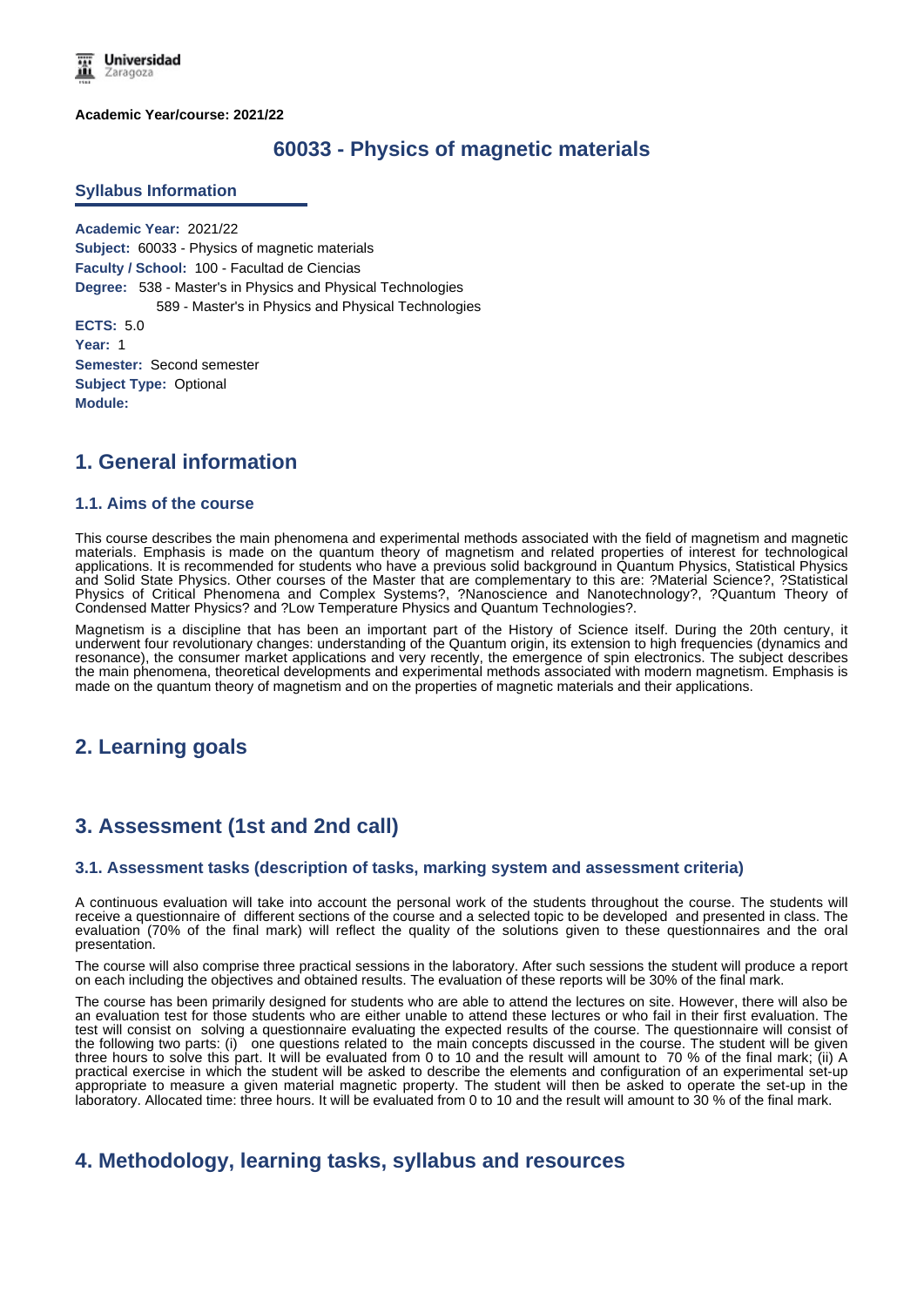**Academic Year/course: 2021/22**

# 60033 - Physics of magnetic materials

## Syllabus Information

**Academic Year:** 2021/22
**Subject:** 60033 - Physics of magnetic materials
**Faculty / School:** 100 - Facultad de Ciencias
**Degree:** 538 - Master's in Physics and Physical Technologies
589 - Master's in Physics and Physical Technologies
**ECTS:** 5.0
**Year:** 1
**Semester:** Second semester
**Subject Type:** Optional
**Module:**

## 1. General information

### 1.1. Aims of the course

This course describes the main phenomena and experimental methods associated with the field of magnetism and magnetic materials. Emphasis is made on the quantum theory of magnetism and related properties of interest for technological applications. It is recommended for students who have a previous solid background in Quantum Physics, Statistical Physics and Solid State Physics. Other courses of the Master that are complementary to this are: ?Material Science?, ?Statistical Physics of Critical Phenomena and Complex Systems?, ?Nanoscience and Nanotechnology?, ?Quantum Theory of Condensed Matter Physics? and ?Low Temperature Physics and Quantum Technologies?.

Magnetism is a discipline that has been an important part of the History of Science itself. During the 20th century, it underwent four revolutionary changes: understanding of the Quantum origin, its extension to high frequencies (dynamics and resonance), the consumer market applications and very recently, the emergence of spin electronics. The subject describes the main phenomena, theoretical developments and experimental methods associated with modern magnetism. Emphasis is made on the quantum theory of magnetism and on the properties of magnetic materials and their applications.

## 2. Learning goals

## 3. Assessment (1st and 2nd call)

### 3.1. Assessment tasks (description of tasks, marking system and assessment criteria)

A continuous evaluation will take into account the personal work of the students throughout the course. The students will receive a questionnaire of different sections of the course and a selected topic to be developed and presented in class. The evaluation (70% of the final mark) will reflect the quality of the solutions given to these questionnaires and the oral presentation.

The course will also comprise three practical sessions in the laboratory. After such sessions the student will produce a report on each including the objectives and obtained results. The evaluation of these reports will be 30% of the final mark.

The course has been primarily designed for students who are able to attend the lectures on site. However, there will also be an evaluation test for those students who are either unable to attend these lectures or who fail in their first evaluation. The test will consist on solving a questionnaire evaluating the expected results of the course. The questionnaire will consist of the following two parts: (i) one questions related to the main concepts discussed in the course. The student will be given three hours to solve this part. It will be evaluated from 0 to 10 and the result will amount to 70 % of the final mark; (ii) A practical exercise in which the student will be asked to describe the elements and configuration of an experimental set-up appropriate to measure a given material magnetic property. The student will then be asked to operate the set-up in the laboratory. Allocated time: three hours. It will be evaluated from 0 to 10 and the result will amount to 30 % of the final mark.

## 4. Methodology, learning tasks, syllabus and resources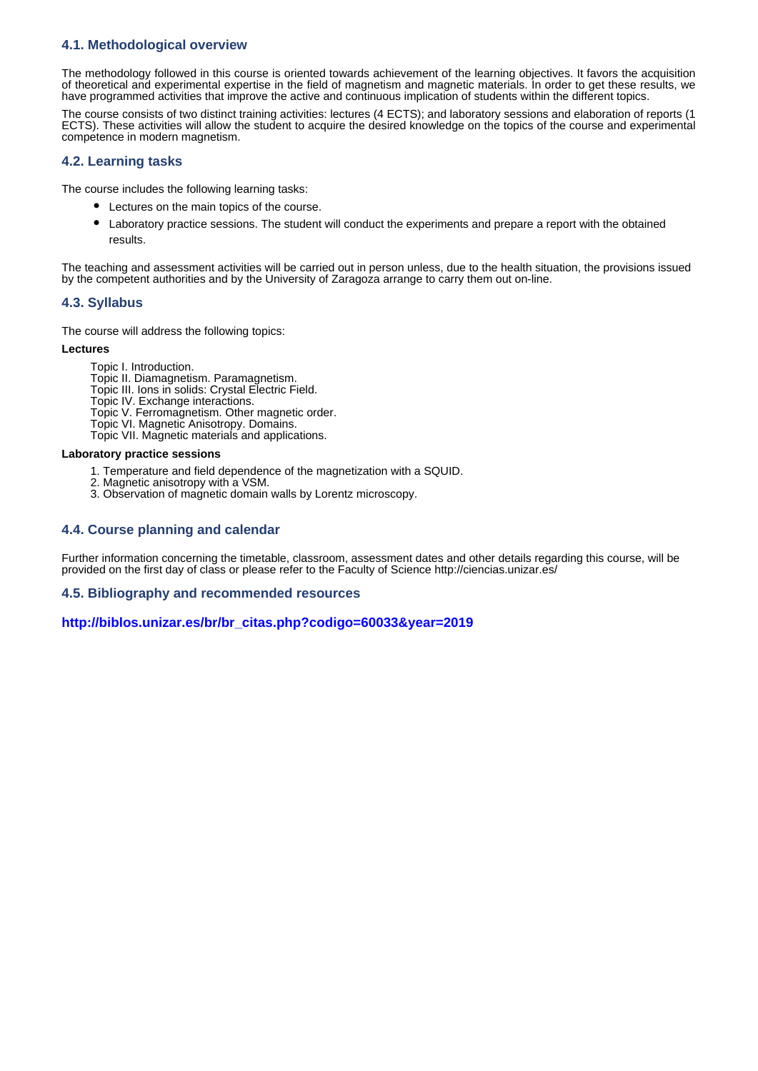### 4.1. Methodological overview

The methodology followed in this course is oriented towards achievement of the learning objectives. It favors the acquisition of theoretical and experimental expertise in the field of magnetism and magnetic materials. In order to get these results, we have programmed activities that improve the active and continuous implication of students within the different topics.

The course consists of two distinct training activities: lectures (4 ECTS); and laboratory sessions and elaboration of reports (1 ECTS). These activities will allow the student to acquire the desired knowledge on the topics of the course and experimental competence in modern magnetism.

### 4.2. Learning tasks

The course includes the following learning tasks:

- Lectures on the main topics of the course.
- Laboratory practice sessions. The student will conduct the experiments and prepare a report with the obtained results.

The teaching and assessment activities will be carried out in person unless, due to the health situation, the provisions issued by the competent authorities and by the University of Zaragoza arrange to carry them out on-line.

### 4.3. Syllabus

The course will address the following topics:

**Lectures**

Topic I. Introduction.
Topic II. Diamagnetism. Paramagnetism.
Topic III. Ions in solids: Crystal Electric Field.
Topic IV. Exchange interactions.
Topic V. Ferromagnetism. Other magnetic order.
Topic VI. Magnetic Anisotropy. Domains.
Topic VII. Magnetic materials and applications.

**Laboratory practice sessions**

1. Temperature and field dependence of the magnetization with a SQUID.
2. Magnetic anisotropy with a VSM.
3. Observation of magnetic domain walls by Lorentz microscopy.

### 4.4. Course planning and calendar

Further information concerning the timetable, classroom, assessment dates and other details regarding this course, will be provided on the first day of class or please refer to the Faculty of Science http://ciencias.unizar.es/

### 4.5. Bibliography and recommended resources

**http://biblos.unizar.es/br/br_citas.php?codigo=60033&year=2019**